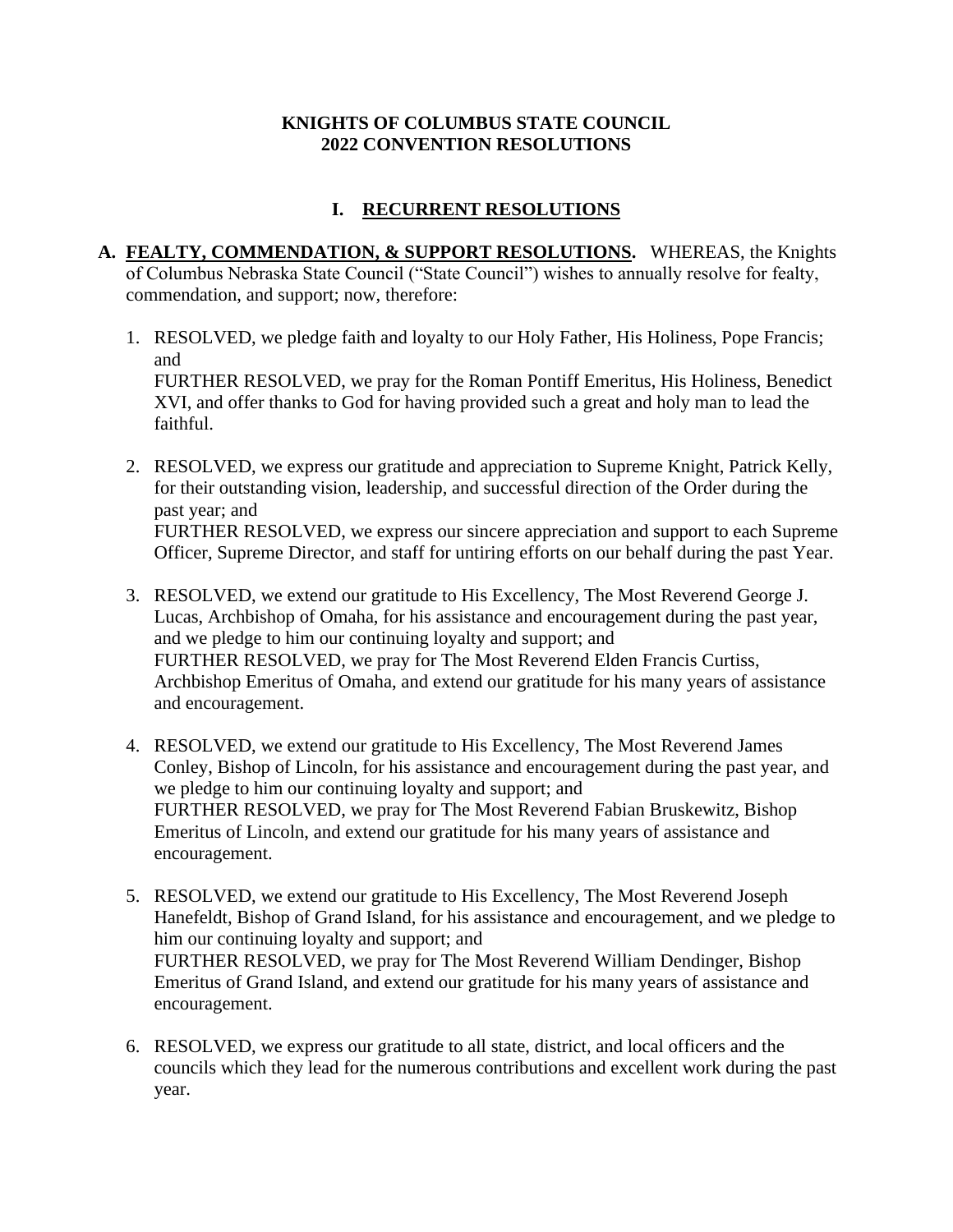# KNIGHTS OF COLUMBUS STATE COUNCIL
# 2022 CONVENTION RESOLUTIONS

## I. RECURRENT RESOLUTIONS

**A. FEALTY, COMMENDATION, & SUPPORT RESOLUTIONS.** WHEREAS, the Knights of Columbus Nebraska State Council ("State Council") wishes to annually resolve for fealty, commendation, and support; now, therefore:

1. RESOLVED, we pledge faith and loyalty to our Holy Father, His Holiness, Pope Francis; and
   FURTHER RESOLVED, we pray for the Roman Pontiff Emeritus, His Holiness, Benedict XVI, and offer thanks to God for having provided such a great and holy man to lead the faithful.

2. RESOLVED, we express our gratitude and appreciation to Supreme Knight, Patrick Kelly, for their outstanding vision, leadership, and successful direction of the Order during the past year; and
   FURTHER RESOLVED, we express our sincere appreciation and support to each Supreme Officer, Supreme Director, and staff for untiring efforts on our behalf during the past Year.

3. RESOLVED, we extend our gratitude to His Excellency, The Most Reverend George J. Lucas, Archbishop of Omaha, for his assistance and encouragement during the past year, and we pledge to him our continuing loyalty and support; and
   FURTHER RESOLVED, we pray for The Most Reverend Elden Francis Curtiss, Archbishop Emeritus of Omaha, and extend our gratitude for his many years of assistance and encouragement.

4. RESOLVED, we extend our gratitude to His Excellency, The Most Reverend James Conley, Bishop of Lincoln, for his assistance and encouragement during the past year, and we pledge to him our continuing loyalty and support; and
   FURTHER RESOLVED, we pray for The Most Reverend Fabian Bruskewitz, Bishop Emeritus of Lincoln, and extend our gratitude for his many years of assistance and encouragement.

5. RESOLVED, we extend our gratitude to His Excellency, The Most Reverend Joseph Hanefeldt, Bishop of Grand Island, for his assistance and encouragement, and we pledge to him our continuing loyalty and support; and
   FURTHER RESOLVED, we pray for The Most Reverend William Dendinger, Bishop Emeritus of Grand Island, and extend our gratitude for his many years of assistance and encouragement.

6. RESOLVED, we express our gratitude to all state, district, and local officers and the councils which they lead for the numerous contributions and excellent work during the past year.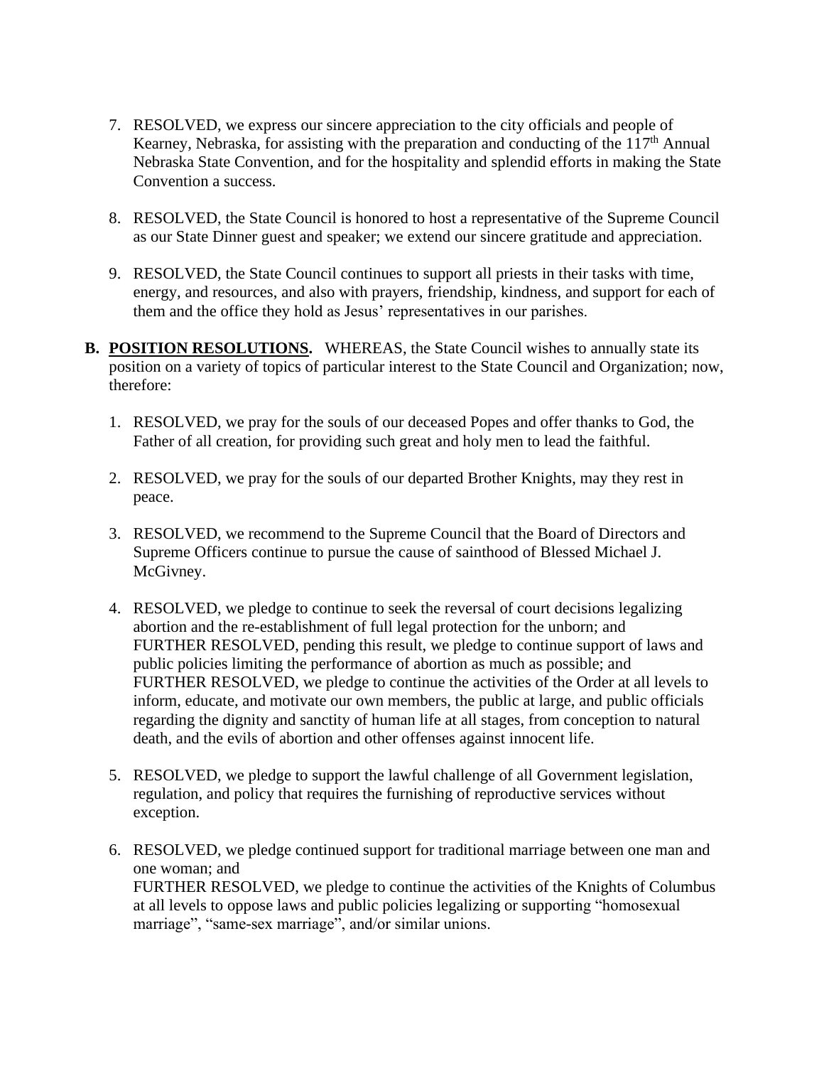7. RESOLVED, we express our sincere appreciation to the city officials and people of Kearney, Nebraska, for assisting with the preparation and conducting of the 117th Annual Nebraska State Convention, and for the hospitality and splendid efforts in making the State Convention a success.

8. RESOLVED, the State Council is honored to host a representative of the Supreme Council as our State Dinner guest and speaker; we extend our sincere gratitude and appreciation.

9. RESOLVED, the State Council continues to support all priests in their tasks with time, energy, and resources, and also with prayers, friendship, kindness, and support for each of them and the office they hold as Jesus' representatives in our parishes.

**B. <u>POSITION RESOLUTIONS</u>.** WHEREAS, the State Council wishes to annually state its position on a variety of topics of particular interest to the State Council and Organization; now, therefore:

1. RESOLVED, we pray for the souls of our deceased Popes and offer thanks to God, the Father of all creation, for providing such great and holy men to lead the faithful.

2. RESOLVED, we pray for the souls of our departed Brother Knights, may they rest in peace.

3. RESOLVED, we recommend to the Supreme Council that the Board of Directors and Supreme Officers continue to pursue the cause of sainthood of Blessed Michael J. McGivney.

4. RESOLVED, we pledge to continue to seek the reversal of court decisions legalizing abortion and the re-establishment of full legal protection for the unborn; and
   FURTHER RESOLVED, pending this result, we pledge to continue support of laws and public policies limiting the performance of abortion as much as possible; and
   FURTHER RESOLVED, we pledge to continue the activities of the Order at all levels to inform, educate, and motivate our own members, the public at large, and public officials regarding the dignity and sanctity of human life at all stages, from conception to natural death, and the evils of abortion and other offenses against innocent life.

5. RESOLVED, we pledge to support the lawful challenge of all Government legislation, regulation, and policy that requires the furnishing of reproductive services without exception.

6. RESOLVED, we pledge continued support for traditional marriage between one man and one woman; and
   FURTHER RESOLVED, we pledge to continue the activities of the Knights of Columbus at all levels to oppose laws and public policies legalizing or supporting "homosexual marriage", "same-sex marriage", and/or similar unions.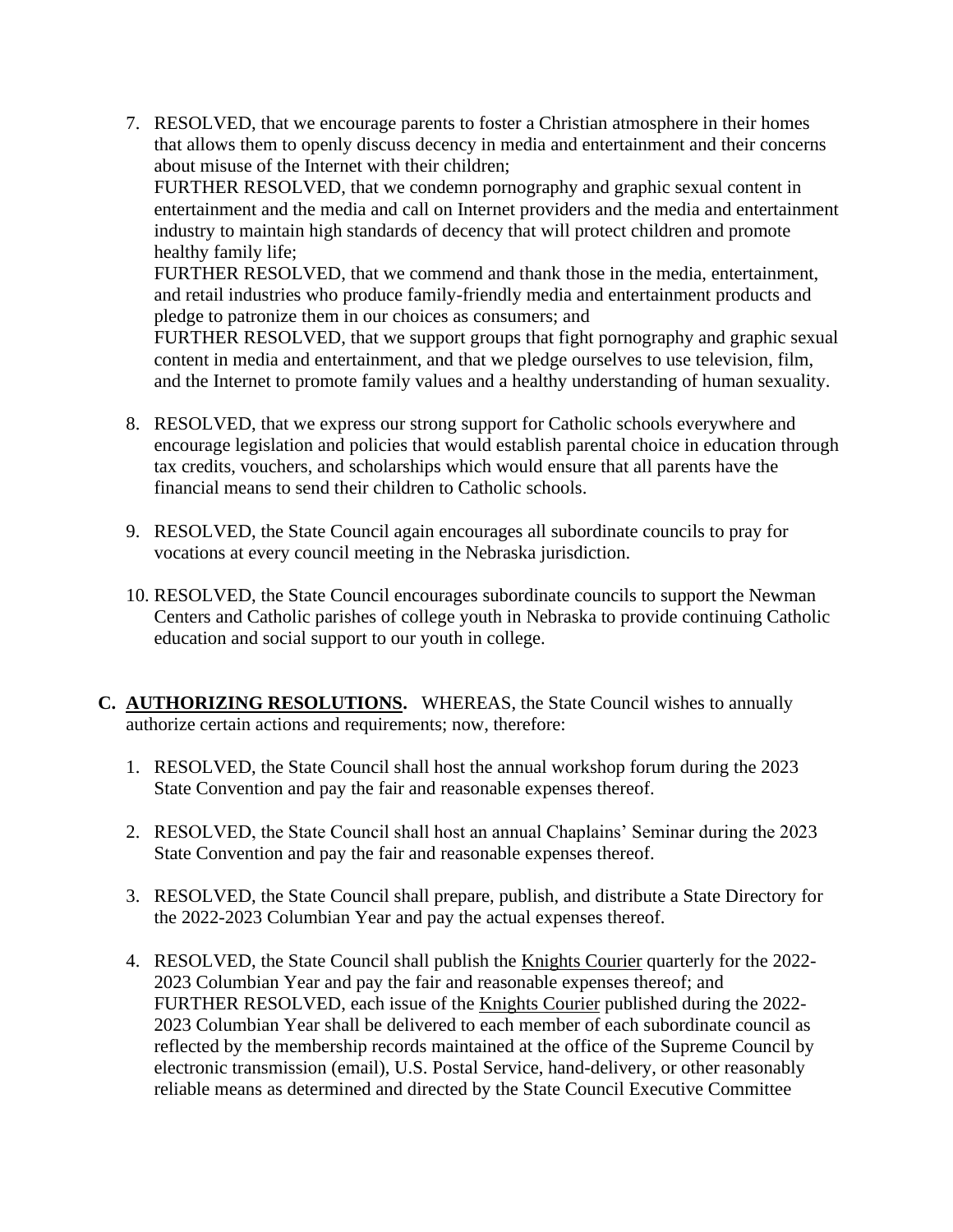7. RESOLVED, that we encourage parents to foster a Christian atmosphere in their homes that allows them to openly discuss decency in media and entertainment and their concerns about misuse of the Internet with their children;
   FURTHER RESOLVED, that we condemn pornography and graphic sexual content in entertainment and the media and call on Internet providers and the media and entertainment industry to maintain high standards of decency that will protect children and promote healthy family life;
   FURTHER RESOLVED, that we commend and thank those in the media, entertainment, and retail industries who produce family-friendly media and entertainment products and pledge to patronize them in our choices as consumers; and
   FURTHER RESOLVED, that we support groups that fight pornography and graphic sexual content in media and entertainment, and that we pledge ourselves to use television, film, and the Internet to promote family values and a healthy understanding of human sexuality.

8. RESOLVED, that we express our strong support for Catholic schools everywhere and encourage legislation and policies that would establish parental choice in education through tax credits, vouchers, and scholarships which would ensure that all parents have the financial means to send their children to Catholic schools.

9. RESOLVED, the State Council again encourages all subordinate councils to pray for vocations at every council meeting in the Nebraska jurisdiction.

10. RESOLVED, the State Council encourages subordinate councils to support the Newman Centers and Catholic parishes of college youth in Nebraska to provide continuing Catholic education and social support to our youth in college.

**C. <u>AUTHORIZING RESOLUTIONS</u>.** WHEREAS, the State Council wishes to annually authorize certain actions and requirements; now, therefore:

1. RESOLVED, the State Council shall host the annual workshop forum during the 2023 State Convention and pay the fair and reasonable expenses thereof.

2. RESOLVED, the State Council shall host an annual Chaplains' Seminar during the 2023 State Convention and pay the fair and reasonable expenses thereof.

3. RESOLVED, the State Council shall prepare, publish, and distribute a State Directory for the 2022-2023 Columbian Year and pay the actual expenses thereof.

4. RESOLVED, the State Council shall publish the <u>Knights Courier</u> quarterly for the 2022-2023 Columbian Year and pay the fair and reasonable expenses thereof; and
   FURTHER RESOLVED, each issue of the <u>Knights Courier</u> published during the 2022-2023 Columbian Year shall be delivered to each member of each subordinate council as reflected by the membership records maintained at the office of the Supreme Council by electronic transmission (email), U.S. Postal Service, hand-delivery, or other reasonably reliable means as determined and directed by the State Council Executive Committee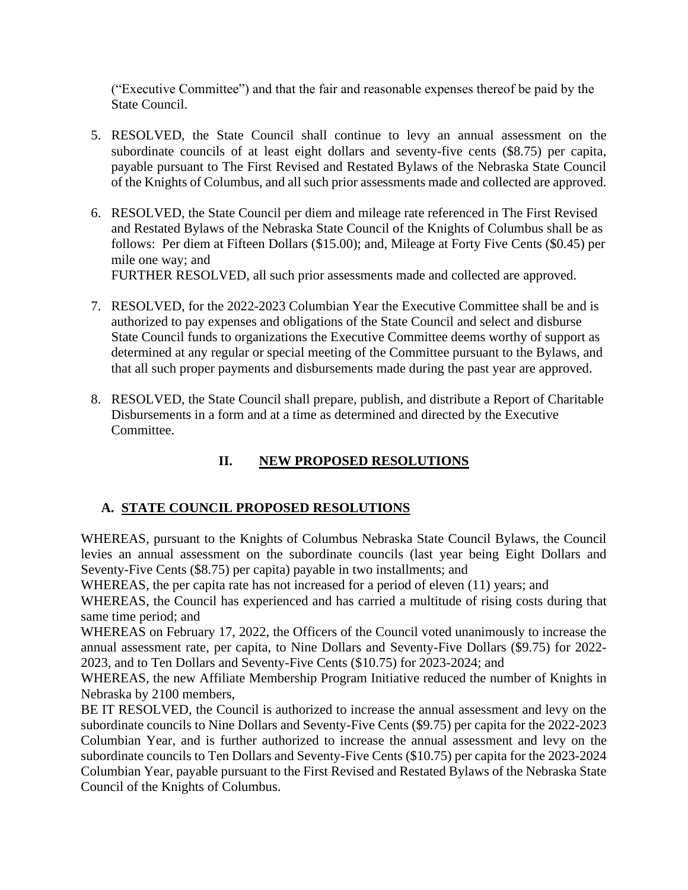(“Executive Committee”) and that the fair and reasonable expenses thereof be paid by the State Council.

5. RESOLVED, the State Council shall continue to levy an annual assessment on the subordinate councils of at least eight dollars and seventy-five cents ($8.75) per capita, payable pursuant to The First Revised and Restated Bylaws of the Nebraska State Council of the Knights of Columbus, and all such prior assessments made and collected are approved.

6. RESOLVED, the State Council per diem and mileage rate referenced in The First Revised and Restated Bylaws of the Nebraska State Council of the Knights of Columbus shall be as follows: Per diem at Fifteen Dollars ($15.00); and, Mileage at Forty Five Cents ($0.45) per mile one way; and
   FURTHER RESOLVED, all such prior assessments made and collected are approved.

7. RESOLVED, for the 2022-2023 Columbian Year the Executive Committee shall be and is authorized to pay expenses and obligations of the State Council and select and disburse State Council funds to organizations the Executive Committee deems worthy of support as determined at any regular or special meeting of the Committee pursuant to the Bylaws, and that all such proper payments and disbursements made during the past year are approved.

8. RESOLVED, the State Council shall prepare, publish, and distribute a Report of Charitable Disbursements in a form and at a time as determined and directed by the Executive Committee.

## II. NEW PROPOSED RESOLUTIONS

### A. STATE COUNCIL PROPOSED RESOLUTIONS

WHEREAS, pursuant to the Knights of Columbus Nebraska State Council Bylaws, the Council levies an annual assessment on the subordinate councils (last year being Eight Dollars and Seventy-Five Cents ($8.75) per capita) payable in two installments; and

WHEREAS, the per capita rate has not increased for a period of eleven (11) years; and

WHEREAS, the Council has experienced and has carried a multitude of rising costs during that same time period; and

WHEREAS on February 17, 2022, the Officers of the Council voted unanimously to increase the annual assessment rate, per capita, to Nine Dollars and Seventy-Five Dollars ($9.75) for 2022-2023, and to Ten Dollars and Seventy-Five Cents ($10.75) for 2023-2024; and

WHEREAS, the new Affiliate Membership Program Initiative reduced the number of Knights in Nebraska by 2100 members,

BE IT RESOLVED, the Council is authorized to increase the annual assessment and levy on the subordinate councils to Nine Dollars and Seventy-Five Cents ($9.75) per capita for the 2022-2023 Columbian Year, and is further authorized to increase the annual assessment and levy on the subordinate councils to Ten Dollars and Seventy-Five Cents ($10.75) per capita for the 2023-2024 Columbian Year, payable pursuant to the First Revised and Restated Bylaws of the Nebraska State Council of the Knights of Columbus.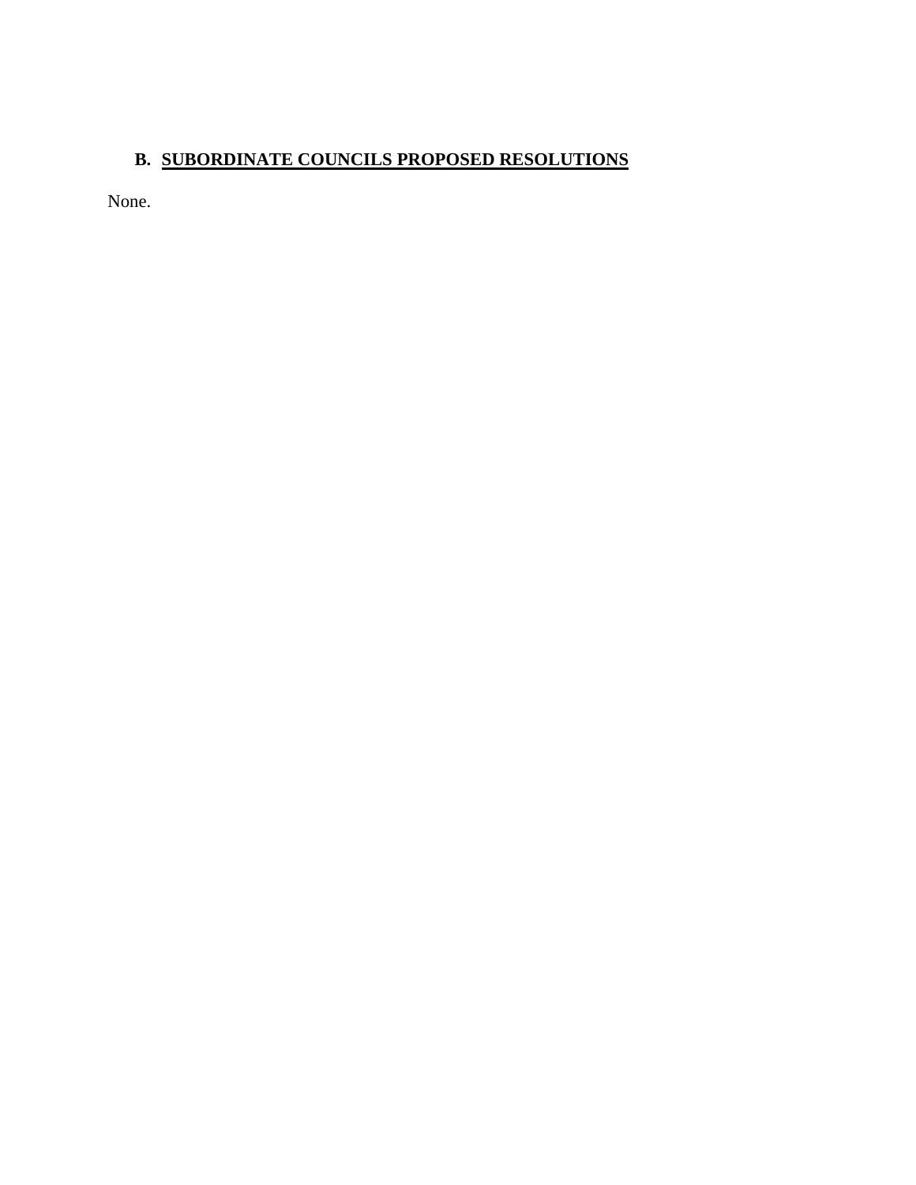## B. SUBORDINATE COUNCILS PROPOSED RESOLUTIONS

None.